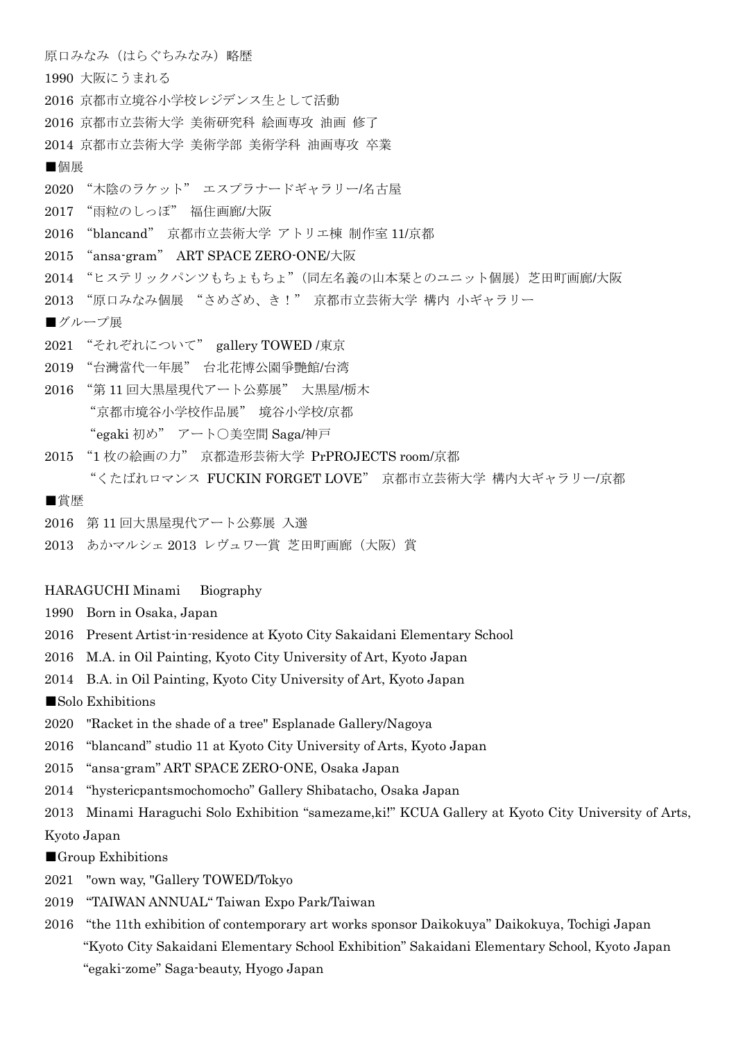原口みなみ（はらぐちみなみ）略歴

1990 大阪にうまれる

2016 京都市立境谷小学校レジデンス生として活動

2016 京都市立芸術大学 美術研究科 絵画専攻 油画 修了

2014 京都市立芸術大学 美術学部 美術学科 油画専攻 卒業

■個展

2020 “木陰のラケット” エスプラナードギャラリー/名古屋

2017 “雨粒のしっぽ” 福住画廊/大阪

2016 “blancand” 京都市立芸術大学 アトリエ棟 制作室 11/京都

2015 “ansa-gram” ART SPACE ZERO-ONE/大阪

2014 “ヒステリックパンツもちょもちょ”（同左名義の山本栞とのユニット個展）芝田町画廊/大阪

2013 “原口みなみ個展 “さめざめ、き！” 京都市立芸術大学 構内 小ギャラリー

■グループ展

2021 “それぞれについて” gallery TOWED /東京

2019 “台灣當代一年展” 台北花博公園爭艷館/台湾

2016 “第 11 回大黒屋現代アート公募展” 大黒屋/栃木

“京都市境谷小学校作品展” 境谷小学校/京都

“egaki 初め” アート〇美空間 Saga/神戸

2015 “1 枚の絵画の力” 京都造形芸術大学 PrPROJECTS room/京都

“くたばれロマンス FUCKIN FORGET LOVE” 京都市立芸術大学 構内大ギャラリー/京都

■賞歴

2016 第 11 回大黒屋現代アート公募展 入選

2013 あかマルシェ 2013 レヴュワー賞 芝田町画廊（大阪）賞

HARAGUCHI Minami Biography

1990 Born in Osaka, Japan

2016 Present Artist-in-residence at Kyoto City Sakaidani Elementary School

2016 M.A. in Oil Painting, Kyoto City University of Art, Kyoto Japan

2014 B.A. in Oil Painting, Kyoto City University of Art, Kyoto Japan

■Solo Exhibitions

2020 "Racket in the shade of a tree" Esplanade Gallery/Nagoya

2016 “blancand” studio 11 at Kyoto City University of Arts, Kyoto Japan

2015 “ansa-gram” ART SPACE ZERO-ONE, Osaka Japan

2014 “hystericpantsmochomocho” Gallery Shibatacho, Osaka Japan

2013 Minami Haraguchi Solo Exhibition “samezame,ki!” KCUA Gallery at Kyoto City University of Arts, Kyoto Japan

■Group Exhibitions

2021 "own way, "Gallery TOWED/Tokyo

2019 “TAIWAN ANNUAL“ Taiwan Expo Park/Taiwan

2016 “the 11th exhibition of contemporary art works sponsor Daikokuya” Daikokuya, Tochigi Japan

“Kyoto City Sakaidani Elementary School Exhibition” Sakaidani Elementary School, Kyoto Japan

“egaki-zome” Saga-beauty, Hyogo Japan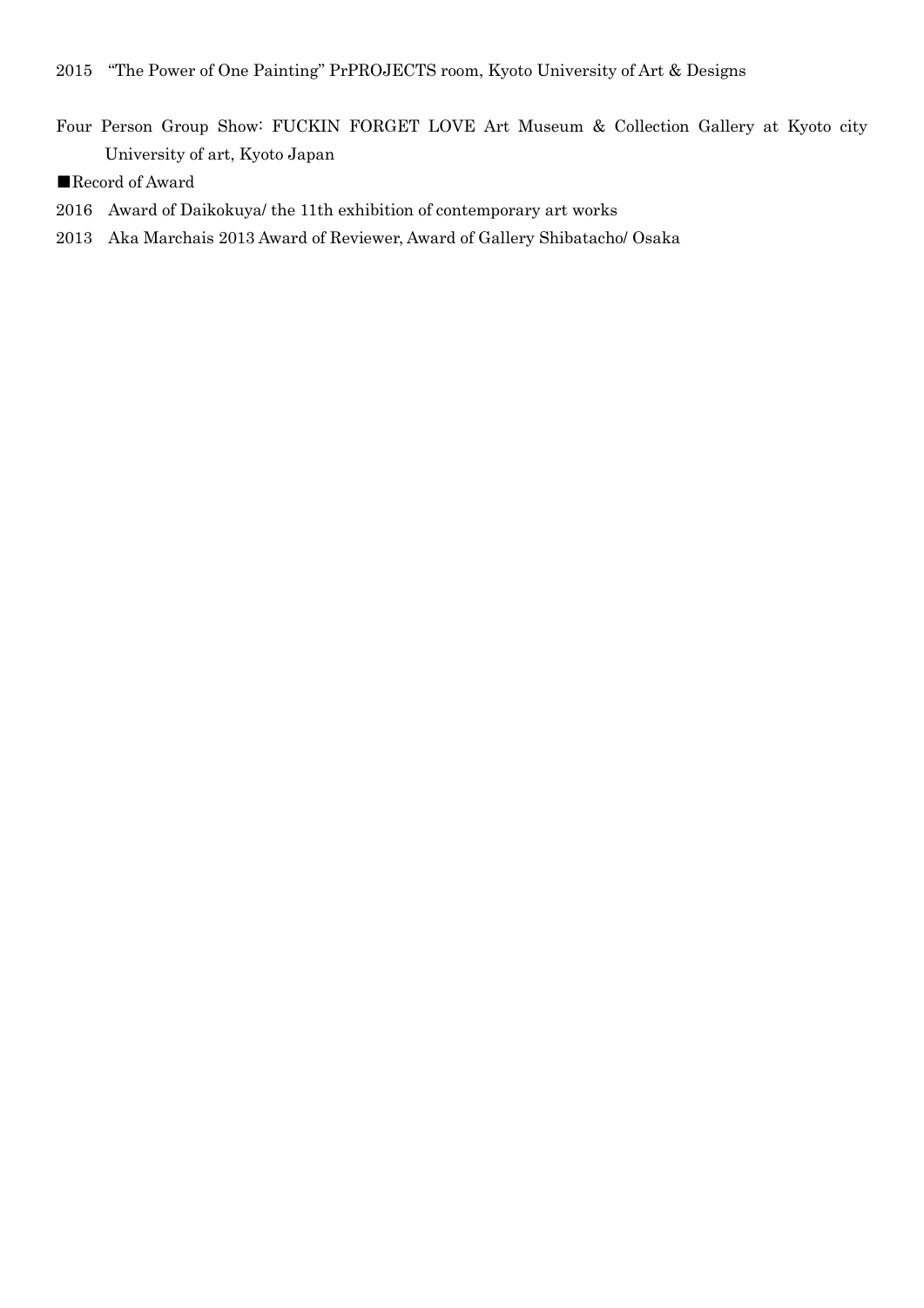2015 "The Power of One Painting" PrPROJECTS room, Kyoto University of Art & Designs

Four Person Group Show: FUCKIN FORGET LOVE Art Museum & Collection Gallery at Kyoto city University of art, Kyoto Japan

■Record of Award

2016 Award of Daikokuya/ the 11th exhibition of contemporary art works

2013 Aka Marchais 2013 Award of Reviewer, Award of Gallery Shibatacho/ Osaka